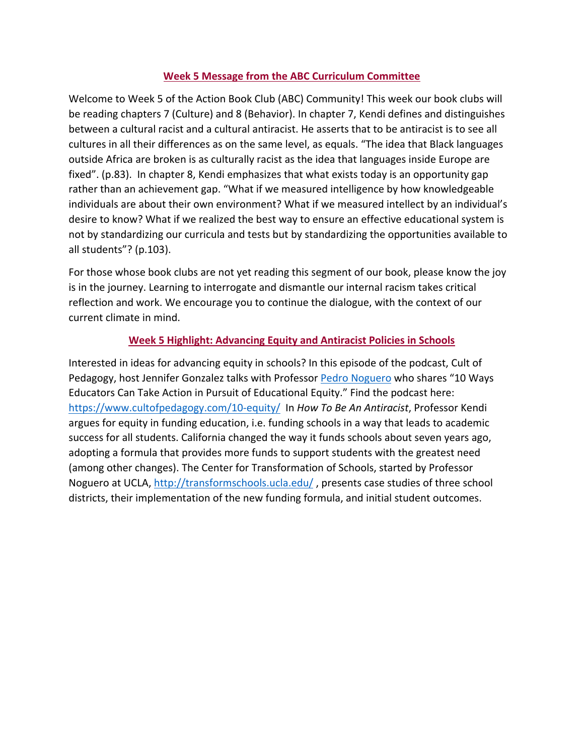## Week 5 Message from the ABC Curriculum Committee

Welcome to Week 5 of the Action Book Club (ABC) Community! This week our book clubs will be reading chapters 7 (Culture) and 8 (Behavior). In chapter 7, Kendi defines and distinguishes between a cultural racist and a cultural antiracist. He asserts that to be antiracist is to see all cultures in all their differences as on the same level, as equals. "The idea that Black languages outside Africa are broken is as culturally racist as the idea that languages inside Europe are fixed". (p.83). In chapter 8, Kendi emphasizes that what exists today is an opportunity gap rather than an achievement gap. "What if we measured intelligence by how knowledgeable individuals are about their own environment? What if we measured intellect by an individual's desire to know? What if we realized the best way to ensure an effective educational system is not by standardizing our curricula and tests but by standardizing the opportunities available to all students"? (p.103).

For those whose book clubs are not yet reading this segment of our book, please know the joy is in the journey. Learning to interrogate and dismantle our internal racism takes critical reflection and work. We encourage you to continue the dialogue, with the context of our current climate in mind.

## Week 5 Highlight: Advancing Equity and Antiracist Policies in Schools

Interested in ideas for advancing equity in schools? In this episode of the podcast, Cult of Pedagogy, host Jennifer Gonzalez talks with Professor [Pedro Noguero](#) who shares "10 Ways Educators Can Take Action in Pursuit of Educational Equity." Find the podcast here: https://www.cultofpedagogy.com/10-equity/ In *How To Be An Antiracist*, Professor Kendi argues for equity in funding education, i.e. funding schools in a way that leads to academic success for all students. California changed the way it funds schools about seven years ago, adopting a formula that provides more funds to support students with the greatest need (among other changes). The Center for Transformation of Schools, started by Professor Noguero at UCLA, http://transformschools.ucla.edu/ , presents case studies of three school districts, their implementation of the new funding formula, and initial student outcomes.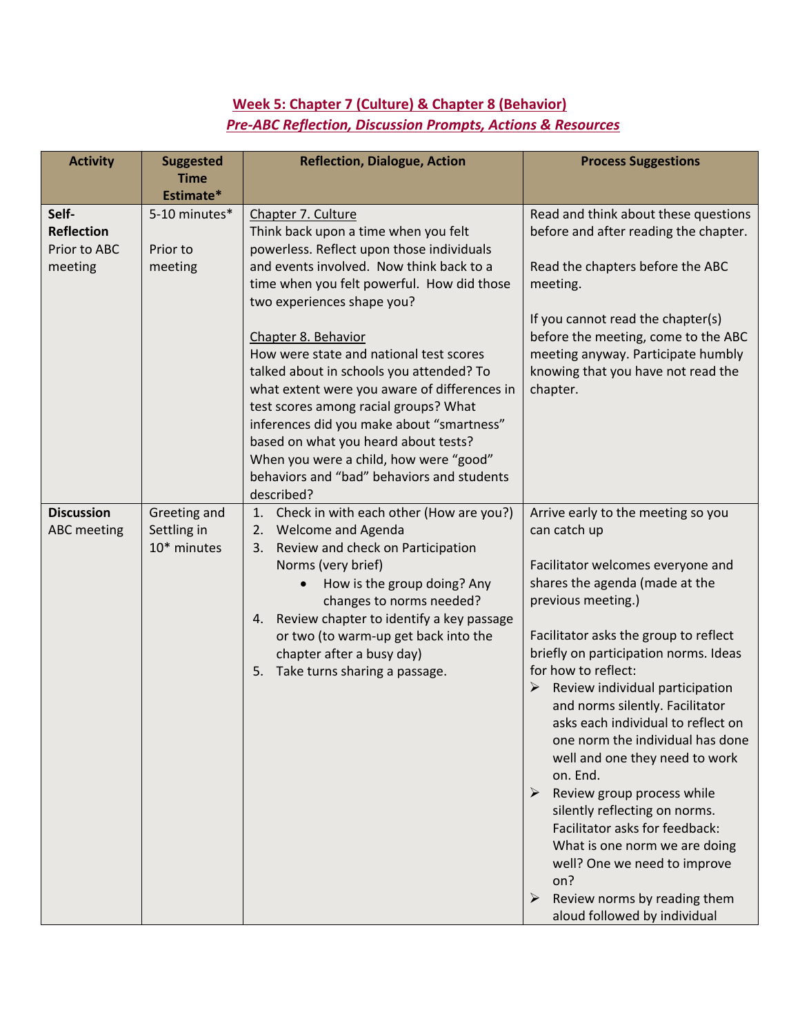## Week 5: Chapter 7 (Culture) & Chapter 8 (Behavior)

### *Pre-ABC Reflection, Discussion Prompts, Actions & Resources*

| Activity | Suggested Time Estimate* | Reflection, Dialogue, Action | Process Suggestions |
|---|---|---|---|
| **Self-Reflection** Prior to ABC meeting | 5-10 minutes*<br><br>Prior to meeting | Chapter 7. Culture<br>Think back upon a time when you felt powerless. Reflect upon those individuals and events involved. Now think back to a time when you felt powerful. How did those two experiences shape you?<br><br>Chapter 8. Behavior<br>How were state and national test scores talked about in schools you attended? To what extent were you aware of differences in test scores among racial groups? What inferences did you make about "smartness" based on what you heard about tests? When you were a child, how were "good" behaviors and "bad" behaviors and students described? | Read and think about these questions before and after reading the chapter.<br><br>Read the chapters before the ABC meeting.<br><br>If you cannot read the chapter(s) before the meeting, come to the ABC meeting anyway. Participate humbly knowing that you have not read the chapter. |
| **Discussion** ABC meeting | Greeting and Settling in 10* minutes | 1. Check in with each other (How are you?)<br>2. Welcome and Agenda<br>3. Review and check on Participation Norms (very brief)<br>• How is the group doing? Any changes to norms needed?<br>4. Review chapter to identify a key passage or two (to warm-up get back into the chapter after a busy day)<br>5. Take turns sharing a passage. | Arrive early to the meeting so you can catch up<br><br>Facilitator welcomes everyone and shares the agenda (made at the previous meeting.)<br><br>Facilitator asks the group to reflect briefly on participation norms. Ideas for how to reflect:<br>➢ Review individual participation and norms silently. Facilitator asks each individual to reflect on one norm the individual has done well and one they need to work on. End.<br>➢ Review group process while silently reflecting on norms. Facilitator asks for feedback: What is one norm we are doing well? One we need to improve on?<br>➢ Review norms by reading them aloud followed by individual |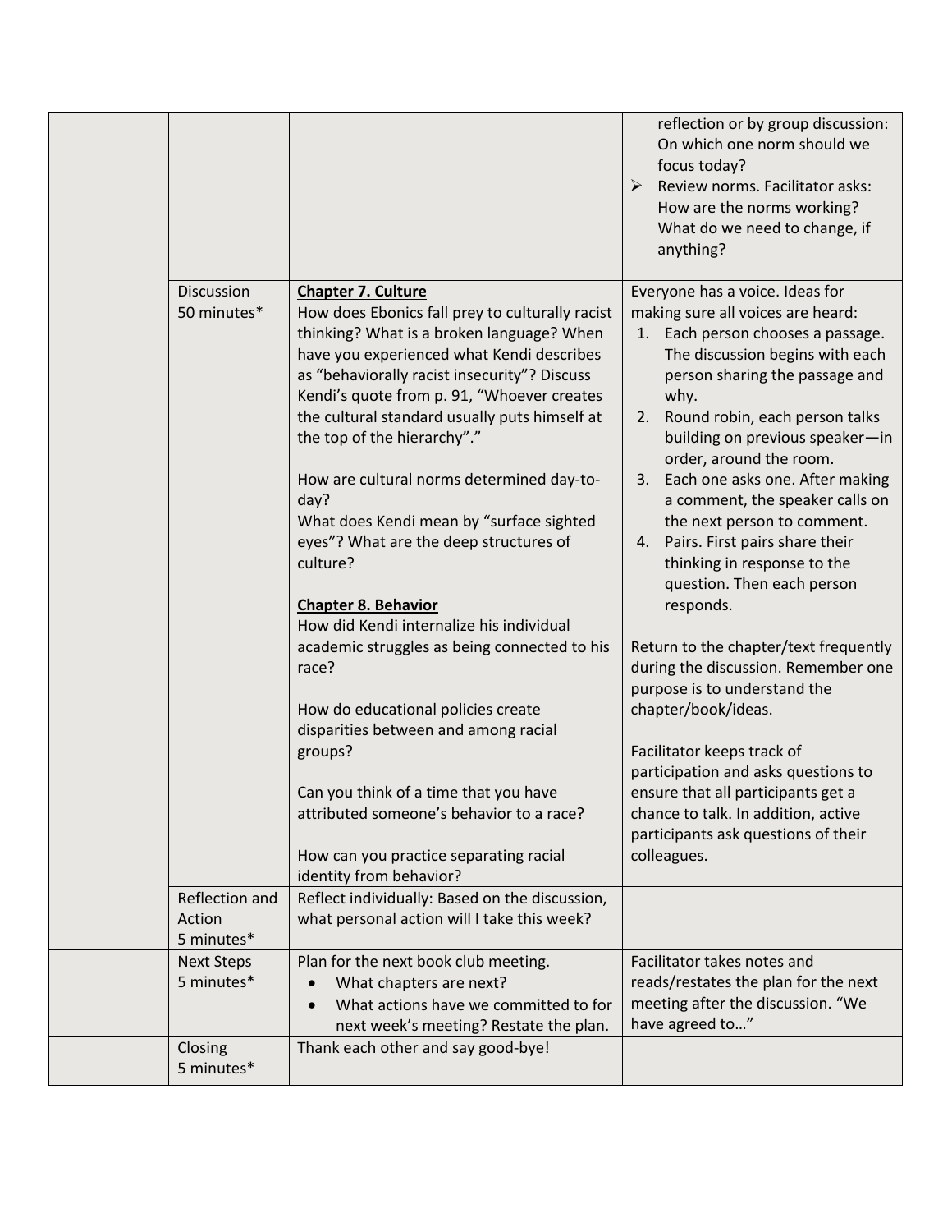| | | | |
|---|---|---|---|
| | | | reflection or by group discussion: On which one norm should we focus today?<br>➢ Review norms. Facilitator asks: How are the norms working? What do we need to change, if anything? |
| | Discussion<br>50 minutes* | **<u>Chapter 7. Culture</u>**<br>How does Ebonics fall prey to culturally racist thinking? What is a broken language? When have you experienced what Kendi describes as "behaviorally racist insecurity"? Discuss Kendi's quote from p. 91, "Whoever creates the cultural standard usually puts himself at the top of the hierarchy"."<br><br>How are cultural norms determined day-to-day?<br>What does Kendi mean by "surface sighted eyes"? What are the deep structures of culture?<br><br>**<u>Chapter 8. Behavior</u>**<br>How did Kendi internalize his individual academic struggles as being connected to his race?<br><br>How do educational policies create disparities between and among racial groups?<br><br>Can you think of a time that you have attributed someone's behavior to a race?<br><br>How can you practice separating racial identity from behavior? | Everyone has a voice. Ideas for making sure all voices are heard:<br>1. Each person chooses a passage. The discussion begins with each person sharing the passage and why.<br>2. Round robin, each person talks building on previous speaker—in order, around the room.<br>3. Each one asks one. After making a comment, the speaker calls on the next person to comment.<br>4. Pairs. First pairs share their thinking in response to the question. Then each person responds.<br><br>Return to the chapter/text frequently during the discussion. Remember one purpose is to understand the chapter/book/ideas.<br><br>Facilitator keeps track of participation and asks questions to ensure that all participants get a chance to talk. In addition, active participants ask questions of their colleagues. |
| | Reflection and Action<br>5 minutes* | Reflect individually: Based on the discussion, what personal action will I take this week? | |
| | Next Steps<br>5 minutes* | Plan for the next book club meeting.<br>• What chapters are next?<br>• What actions have we committed to for next week's meeting? Restate the plan. | Facilitator takes notes and reads/restates the plan for the next meeting after the discussion. "We have agreed to…" |
| | Closing<br>5 minutes* | Thank each other and say good-bye! | |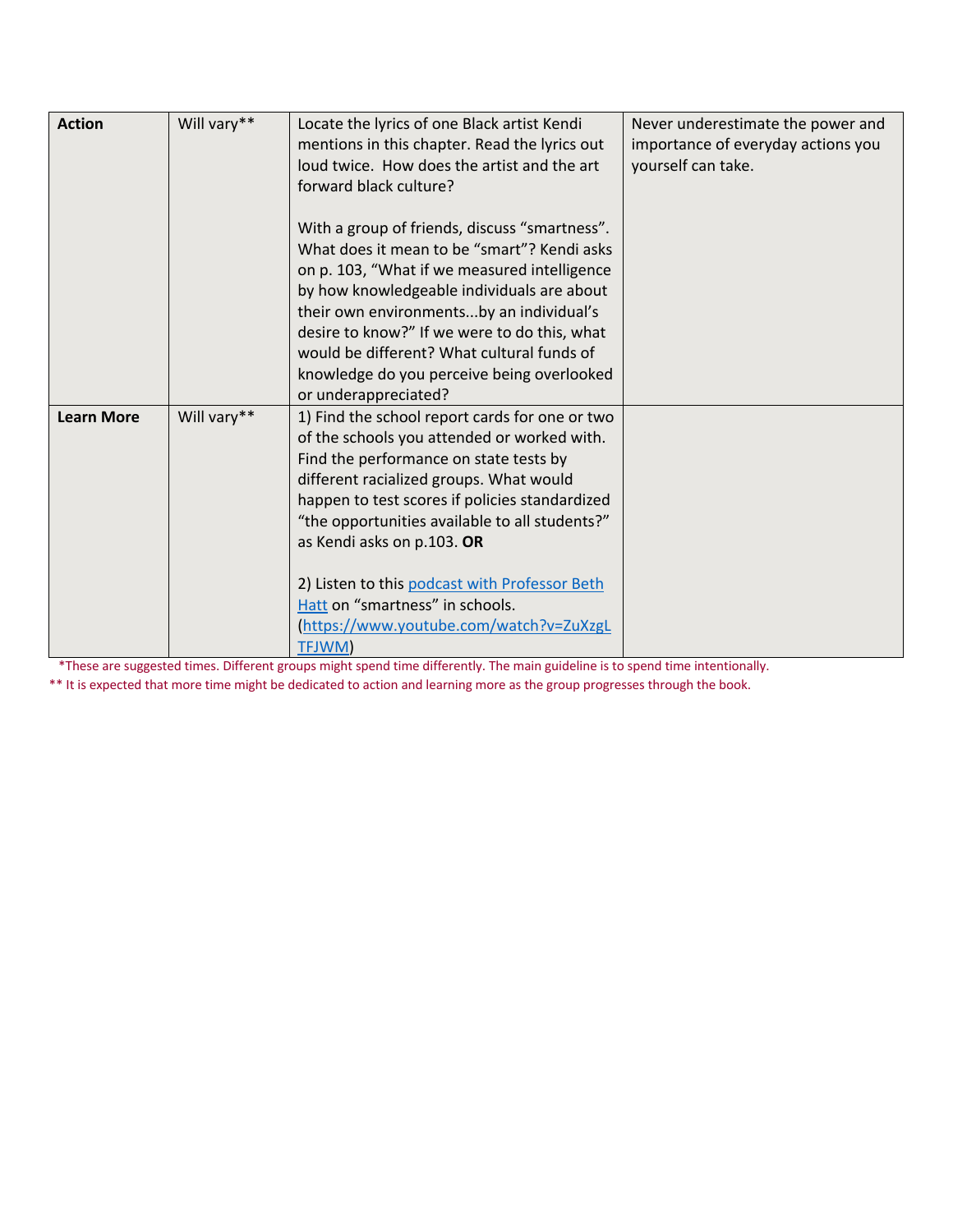| | | | |
|---|---|---|---|
| **Action** | Will vary** | Locate the lyrics of one Black artist Kendi mentions in this chapter. Read the lyrics out loud twice. How does the artist and the art forward black culture?<br><br>With a group of friends, discuss "smartness". What does it mean to be "smart"? Kendi asks on p. 103, "What if we measured intelligence by how knowledgeable individuals are about their own environments...by an individual's desire to know?" If we were to do this, what would be different? What cultural funds of knowledge do you perceive being overlooked or underappreciated? | Never underestimate the power and importance of everyday actions you yourself can take. |
| **Learn More** | Will vary** | 1) Find the school report cards for one or two of the schools you attended or worked with. Find the performance on state tests by different racialized groups. What would happen to test scores if policies standardized "the opportunities available to all students?" as Kendi asks on p.103. **OR**<br><br>2) Listen to this [podcast with Professor Beth Hatt](https://www.youtube.com/watch?v=ZuXzgLTFJWM) on "smartness" in schools. (https://www.youtube.com/watch?v=ZuXzgLTFJWM) | |

*These are suggested times. Different groups might spend time differently. The main guideline is to spend time intentionally.

** It is expected that more time might be dedicated to action and learning more as the group progresses through the book.